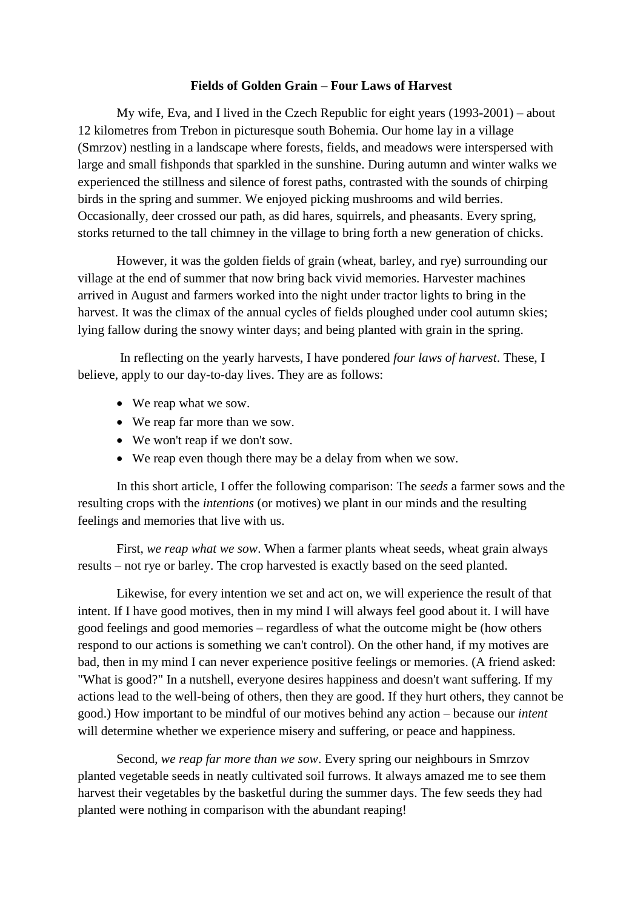# Fields of Golden Grain – Four Laws of Harvest

My wife, Eva, and I lived in the Czech Republic for eight years (1993-2001) – about 12 kilometres from Trebon in picturesque south Bohemia. Our home lay in a village (Smrzov) nestling in a landscape where forests, fields, and meadows were interspersed with large and small fishponds that sparkled in the sunshine. During autumn and winter walks we experienced the stillness and silence of forest paths, contrasted with the sounds of chirping birds in the spring and summer. We enjoyed picking mushrooms and wild berries. Occasionally, deer crossed our path, as did hares, squirrels, and pheasants. Every spring, storks returned to the tall chimney in the village to bring forth a new generation of chicks.

However, it was the golden fields of grain (wheat, barley, and rye) surrounding our village at the end of summer that now bring back vivid memories. Harvester machines arrived in August and farmers worked into the night under tractor lights to bring in the harvest. It was the climax of the annual cycles of fields ploughed under cool autumn skies; lying fallow during the snowy winter days; and being planted with grain in the spring.

In reflecting on the yearly harvests, I have pondered *four laws of harvest*. These, I believe, apply to our day-to-day lives. They are as follows:

- We reap what we sow.
- We reap far more than we sow.
- We won't reap if we don't sow.
- We reap even though there may be a delay from when we sow.

In this short article, I offer the following comparison: The *seeds* a farmer sows and the resulting crops with the *intentions* (or motives) we plant in our minds and the resulting feelings and memories that live with us.

First, *we reap what we sow*. When a farmer plants wheat seeds, wheat grain always results – not rye or barley. The crop harvested is exactly based on the seed planted.

Likewise, for every intention we set and act on, we will experience the result of that intent. If I have good motives, then in my mind I will always feel good about it. I will have good feelings and good memories – regardless of what the outcome might be (how others respond to our actions is something we can't control). On the other hand, if my motives are bad, then in my mind I can never experience positive feelings or memories. (A friend asked: "What is good?" In a nutshell, everyone desires happiness and doesn't want suffering. If my actions lead to the well-being of others, then they are good. If they hurt others, they cannot be good.) How important to be mindful of our motives behind any action – because our *intent* will determine whether we experience misery and suffering, or peace and happiness.

Second, *we reap far more than we sow*. Every spring our neighbours in Smrzov planted vegetable seeds in neatly cultivated soil furrows. It always amazed me to see them harvest their vegetables by the basketful during the summer days. The few seeds they had planted were nothing in comparison with the abundant reaping!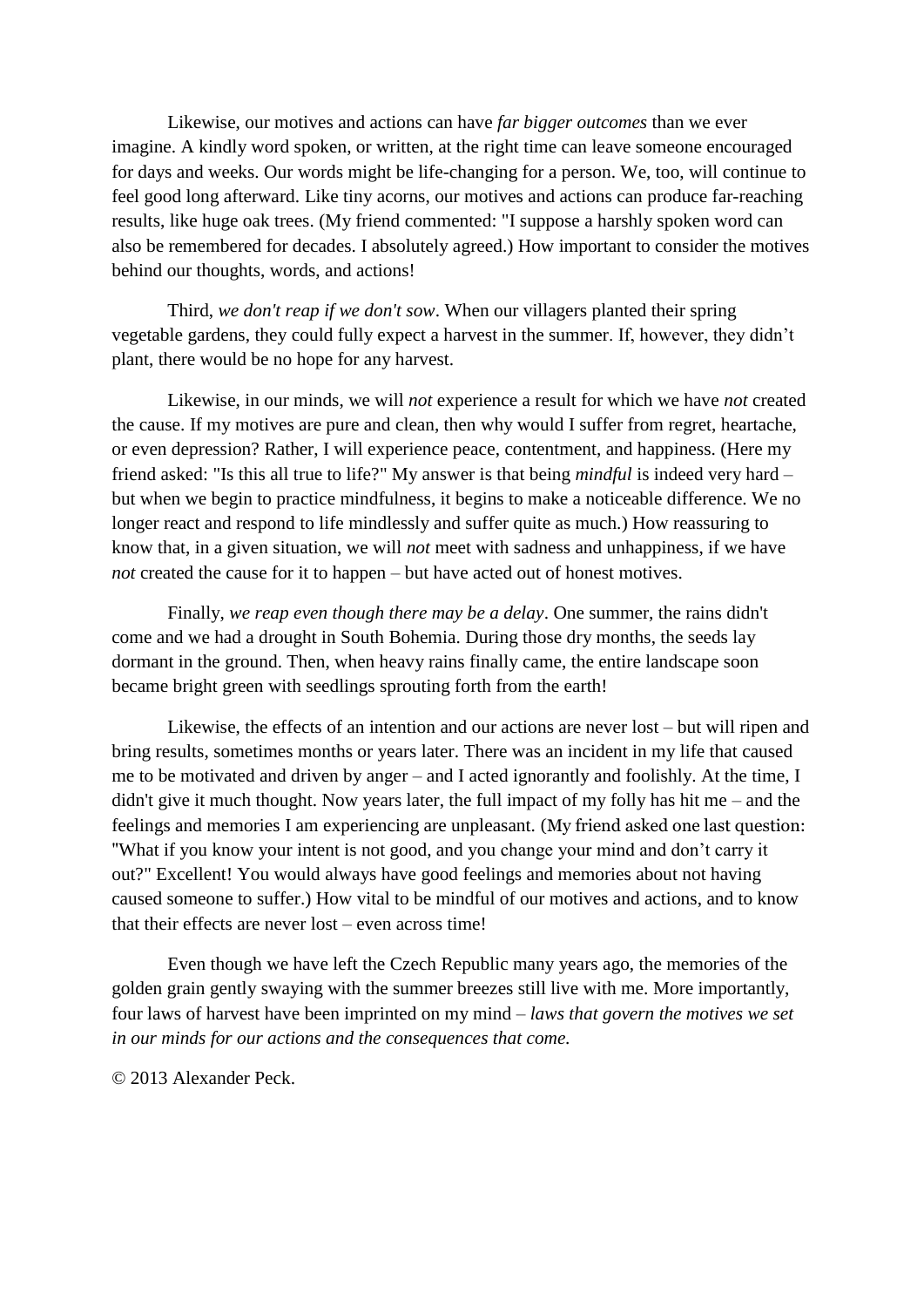Likewise, our motives and actions can have *far bigger outcomes* than we ever imagine. A kindly word spoken, or written, at the right time can leave someone encouraged for days and weeks. Our words might be life-changing for a person. We, too, will continue to feel good long afterward. Like tiny acorns, our motives and actions can produce far-reaching results, like huge oak trees. (My friend commented: "I suppose a harshly spoken word can also be remembered for decades. I absolutely agreed.) How important to consider the motives behind our thoughts, words, and actions!

Third, *we don't reap if we don't sow*. When our villagers planted their spring vegetable gardens, they could fully expect a harvest in the summer. If, however, they didn't plant, there would be no hope for any harvest.

Likewise, in our minds, we will *not* experience a result for which we have *not* created the cause. If my motives are pure and clean, then why would I suffer from regret, heartache, or even depression? Rather, I will experience peace, contentment, and happiness. (Here my friend asked: "Is this all true to life?" My answer is that being *mindful* is indeed very hard – but when we begin to practice mindfulness, it begins to make a noticeable difference. We no longer react and respond to life mindlessly and suffer quite as much.) How reassuring to know that, in a given situation, we will *not* meet with sadness and unhappiness, if we have *not* created the cause for it to happen – but have acted out of honest motives.

Finally, *we reap even though there may be a delay*. One summer, the rains didn't come and we had a drought in South Bohemia. During those dry months, the seeds lay dormant in the ground. Then, when heavy rains finally came, the entire landscape soon became bright green with seedlings sprouting forth from the earth!

Likewise, the effects of an intention and our actions are never lost – but will ripen and bring results, sometimes months or years later. There was an incident in my life that caused me to be motivated and driven by anger – and I acted ignorantly and foolishly. At the time, I didn't give it much thought. Now years later, the full impact of my folly has hit me – and the feelings and memories I am experiencing are unpleasant. (My friend asked one last question: "What if you know your intent is not good, and you change your mind and don't carry it out?" Excellent! You would always have good feelings and memories about not having caused someone to suffer.) How vital to be mindful of our motives and actions, and to know that their effects are never lost – even across time!

Even though we have left the Czech Republic many years ago, the memories of the golden grain gently swaying with the summer breezes still live with me. More importantly, four laws of harvest have been imprinted on my mind – *laws that govern the motives we set in our minds for our actions and the consequences that come.*

© 2013 Alexander Peck.